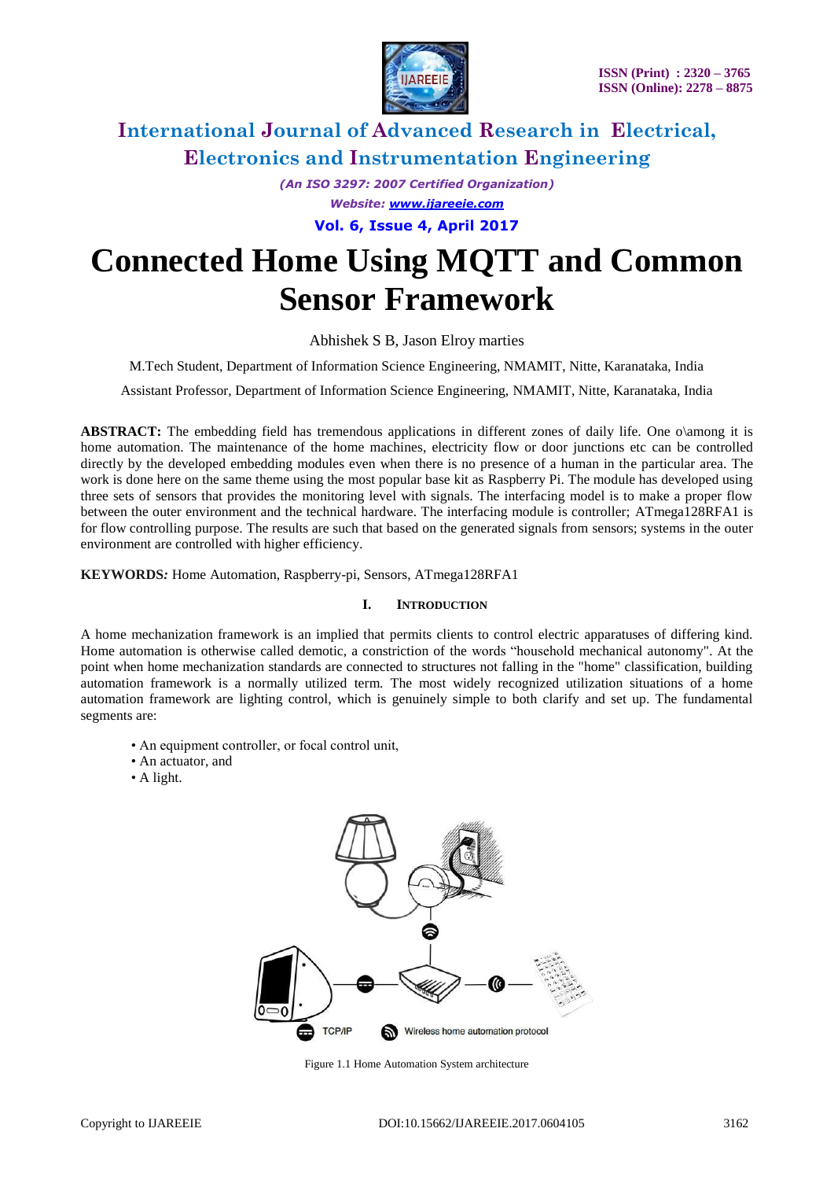# Connected Home Using MQTT and Common Sensor Framework

Abhishek S B, Jason Elroy marties

M.Tech Student, Department of Information Science Engineering, NMAMIT, Nitte, Karanataka, India

Assistant Professor, Department of Information Science Engineering, NMAMIT, Nitte, Karanataka, India

**ABSTRACT:** The embedding field has tremendous applications in different zones of daily life. One o\among it is home automation. The maintenance of the home machines, electricity flow or door junctions etc can be controlled directly by the developed embedding modules even when there is no presence of a human in the particular area. The work is done here on the same theme using the most popular base kit as Raspberry Pi. The module has developed using three sets of sensors that provides the monitoring level with signals. The interfacing model is to make a proper flow between the outer environment and the technical hardware. The interfacing module is controller; ATmega128RFA1 is for flow controlling purpose. The results are such that based on the generated signals from sensors; systems in the outer environment are controlled with higher efficiency.

**KEYWORDS:** Home Automation, Raspberry-pi, Sensors, ATmega128RFA1

## I. Introduction

A home mechanization framework is an implied that permits clients to control electric apparatuses of differing kind. Home automation is otherwise called demotic, a constriction of the words "household mechanical autonomy". At the point when home mechanization standards are connected to structures not falling in the "home" classification, building automation framework is a normally utilized term. The most widely recognized utilization situations of a home automation framework are lighting control, which is genuinely simple to both clarify and set up. The fundamental segments are:

- An equipment controller, or focal control unit,
- An actuator, and
- A light.

Figure 1.1 Home Automation System architecture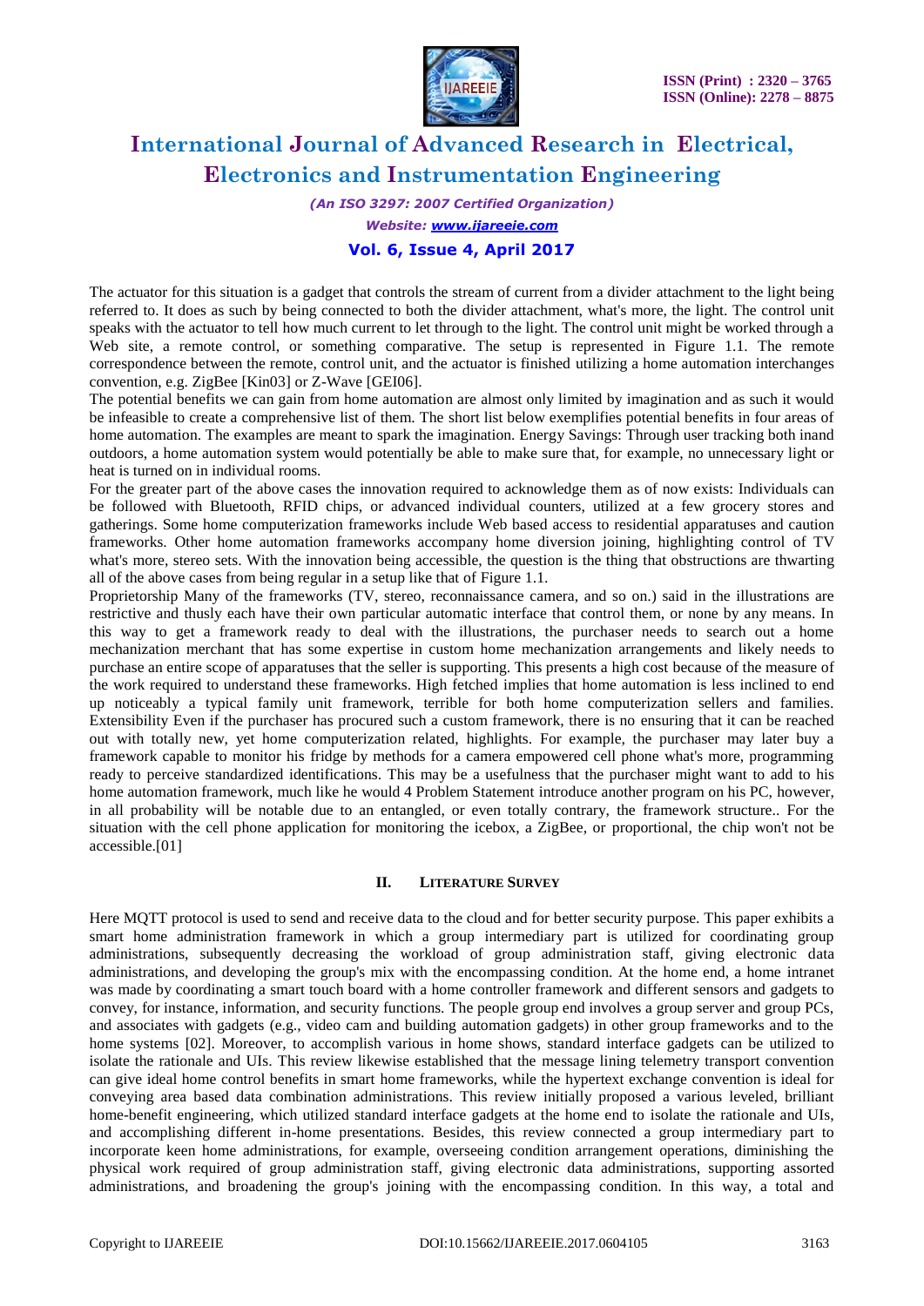The actuator for this situation is a gadget that controls the stream of current from a divider attachment to the light being referred to. It does as such by being connected to both the divider attachment, what's more, the light. The control unit speaks with the actuator to tell how much current to let through to the light. The control unit might be worked through a Web site, a remote control, or something comparative. The setup is represented in Figure 1.1. The remote correspondence between the remote, control unit, and the actuator is finished utilizing a home automation interchanges convention, e.g. ZigBee [Kin03] or Z-Wave [GEI06].

The potential benefits we can gain from home automation are almost only limited by imagination and as such it would be infeasible to create a comprehensive list of them. The short list below exemplifies potential benefits in four areas of home automation. The examples are meant to spark the imagination. Energy Savings: Through user tracking both inand outdoors, a home automation system would potentially be able to make sure that, for example, no unnecessary light or heat is turned on in individual rooms.

For the greater part of the above cases the innovation required to acknowledge them as of now exists: Individuals can be followed with Bluetooth, RFID chips, or advanced individual counters, utilized at a few grocery stores and gatherings. Some home computerization frameworks include Web based access to residential apparatuses and caution frameworks. Other home automation frameworks accompany home diversion joining, highlighting control of TV what's more, stereo sets. With the innovation being accessible, the question is the thing that obstructions are thwarting all of the above cases from being regular in a setup like that of Figure 1.1.

Proprietorship Many of the frameworks (TV, stereo, reconnaissance camera, and so on.) said in the illustrations are restrictive and thusly each have their own particular automatic interface that control them, or none by any means. In this way to get a framework ready to deal with the illustrations, the purchaser needs to search out a home mechanization merchant that has some expertise in custom home mechanization arrangements and likely needs to purchase an entire scope of apparatuses that the seller is supporting. This presents a high cost because of the measure of the work required to understand these frameworks. High fetched implies that home automation is less inclined to end up noticeably a typical family unit framework, terrible for both home computerization sellers and families. Extensibility Even if the purchaser has procured such a custom framework, there is no ensuring that it can be reached out with totally new, yet home computerization related, highlights. For example, the purchaser may later buy a framework capable to monitor his fridge by methods for a camera empowered cell phone what's more, programming ready to perceive standardized identifications. This may be a usefulness that the purchaser might want to add to his home automation framework, much like he would 4 Problem Statement introduce another program on his PC, however, in all probability will be notable due to an entangled, or even totally contrary, the framework structure.. For the situation with the cell phone application for monitoring the icebox, a ZigBee, or proportional, the chip won't not be accessible.[01]

## II. Literature Survey

Here MQTT protocol is used to send and receive data to the cloud and for better security purpose. This paper exhibits a smart home administration framework in which a group intermediary part is utilized for coordinating group administrations, subsequently decreasing the workload of group administration staff, giving electronic data administrations, and developing the group's mix with the encompassing condition. At the home end, a home intranet was made by coordinating a smart touch board with a home controller framework and different sensors and gadgets to convey, for instance, information, and security functions. The people group end involves a group server and group PCs, and associates with gadgets (e.g., video cam and building automation gadgets) in other group frameworks and to the home systems [02]. Moreover, to accomplish various in home shows, standard interface gadgets can be utilized to isolate the rationale and UIs. This review likewise established that the message lining telemetry transport convention can give ideal home control benefits in smart home frameworks, while the hypertext exchange convention is ideal for conveying area based data combination administrations. This review initially proposed a various leveled, brilliant home-benefit engineering, which utilized standard interface gadgets at the home end to isolate the rationale and UIs, and accomplishing different in-home presentations. Besides, this review connected a group intermediary part to incorporate keen home administrations, for example, overseeing condition arrangement operations, diminishing the physical work required of group administration staff, giving electronic data administrations, supporting assorted administrations, and broadening the group's joining with the encompassing condition. In this way, a total and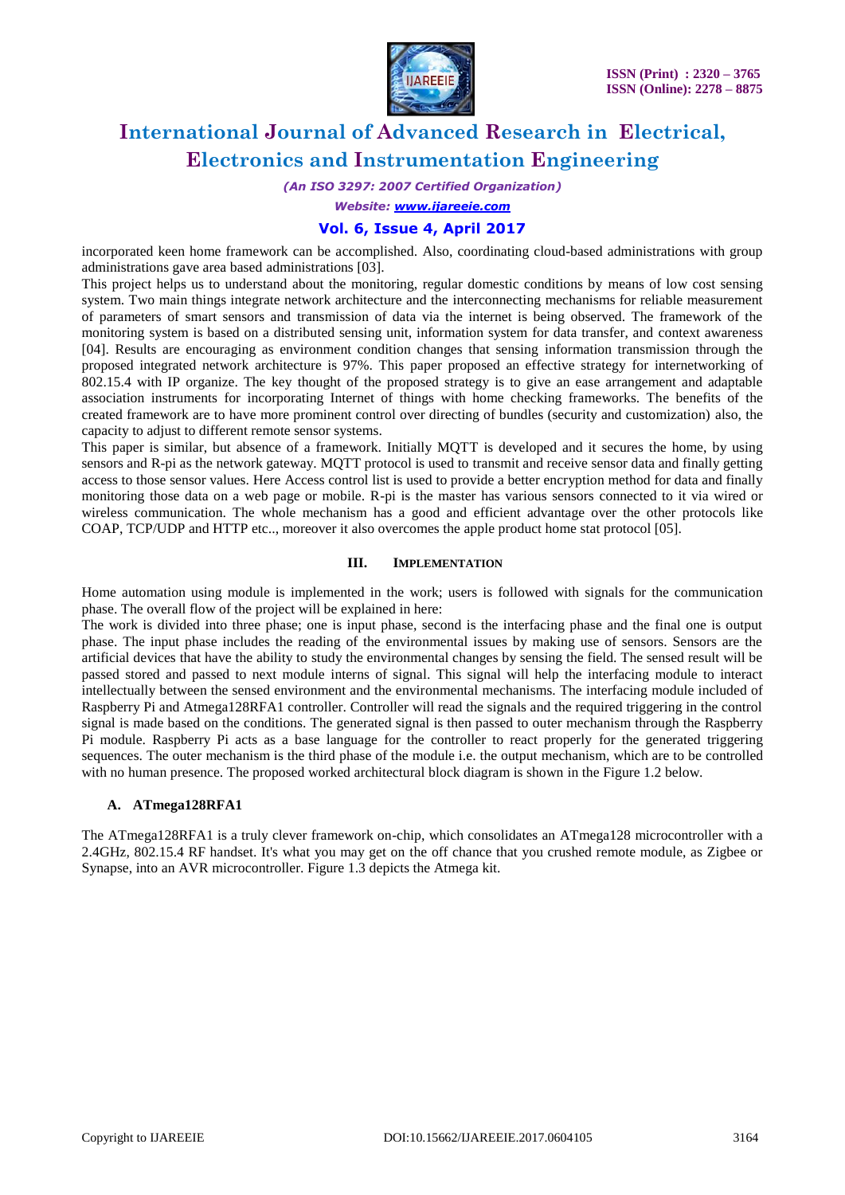incorporated keen home framework can be accomplished. Also, coordinating cloud-based administrations with group administrations gave area based administrations [03].

This project helps us to understand about the monitoring, regular domestic conditions by means of low cost sensing system. Two main things integrate network architecture and the interconnecting mechanisms for reliable measurement of parameters of smart sensors and transmission of data via the internet is being observed. The framework of the monitoring system is based on a distributed sensing unit, information system for data transfer, and context awareness [04]. Results are encouraging as environment condition changes that sensing information transmission through the proposed integrated network architecture is 97%. This paper proposed an effective strategy for internetworking of 802.15.4 with IP organize. The key thought of the proposed strategy is to give an ease arrangement and adaptable association instruments for incorporating Internet of things with home checking frameworks. The benefits of the created framework are to have more prominent control over directing of bundles (security and customization) also, the capacity to adjust to different remote sensor systems.

This paper is similar, but absence of a framework. Initially MQTT is developed and it secures the home, by using sensors and R-pi as the network gateway. MQTT protocol is used to transmit and receive sensor data and finally getting access to those sensor values. Here Access control list is used to provide a better encryption method for data and finally monitoring those data on a web page or mobile. R-pi is the master has various sensors connected to it via wired or wireless communication. The whole mechanism has a good and efficient advantage over the other protocols like COAP, TCP/UDP and HTTP etc.., moreover it also overcomes the apple product home stat protocol [05].

## III. IMPLEMENTATION

Home automation using module is implemented in the work; users is followed with signals for the communication phase. The overall flow of the project will be explained in here:

The work is divided into three phase; one is input phase, second is the interfacing phase and the final one is output phase. The input phase includes the reading of the environmental issues by making use of sensors. Sensors are the artificial devices that have the ability to study the environmental changes by sensing the field. The sensed result will be passed stored and passed to next module interns of signal. This signal will help the interfacing module to interact intellectually between the sensed environment and the environmental mechanisms. The interfacing module included of Raspberry Pi and Atmega128RFA1 controller. Controller will read the signals and the required triggering in the control signal is made based on the conditions. The generated signal is then passed to outer mechanism through the Raspberry Pi module. Raspberry Pi acts as a base language for the controller to react properly for the generated triggering sequences. The outer mechanism is the third phase of the module i.e. the output mechanism, which are to be controlled with no human presence. The proposed worked architectural block diagram is shown in the Figure 1.2 below.

### A. ATmega128RFA1

The ATmega128RFA1 is a truly clever framework on-chip, which consolidates an ATmega128 microcontroller with a 2.4GHz, 802.15.4 RF handset. It's what you may get on the off chance that you crushed remote module, as Zigbee or Synapse, into an AVR microcontroller. Figure 1.3 depicts the Atmega kit.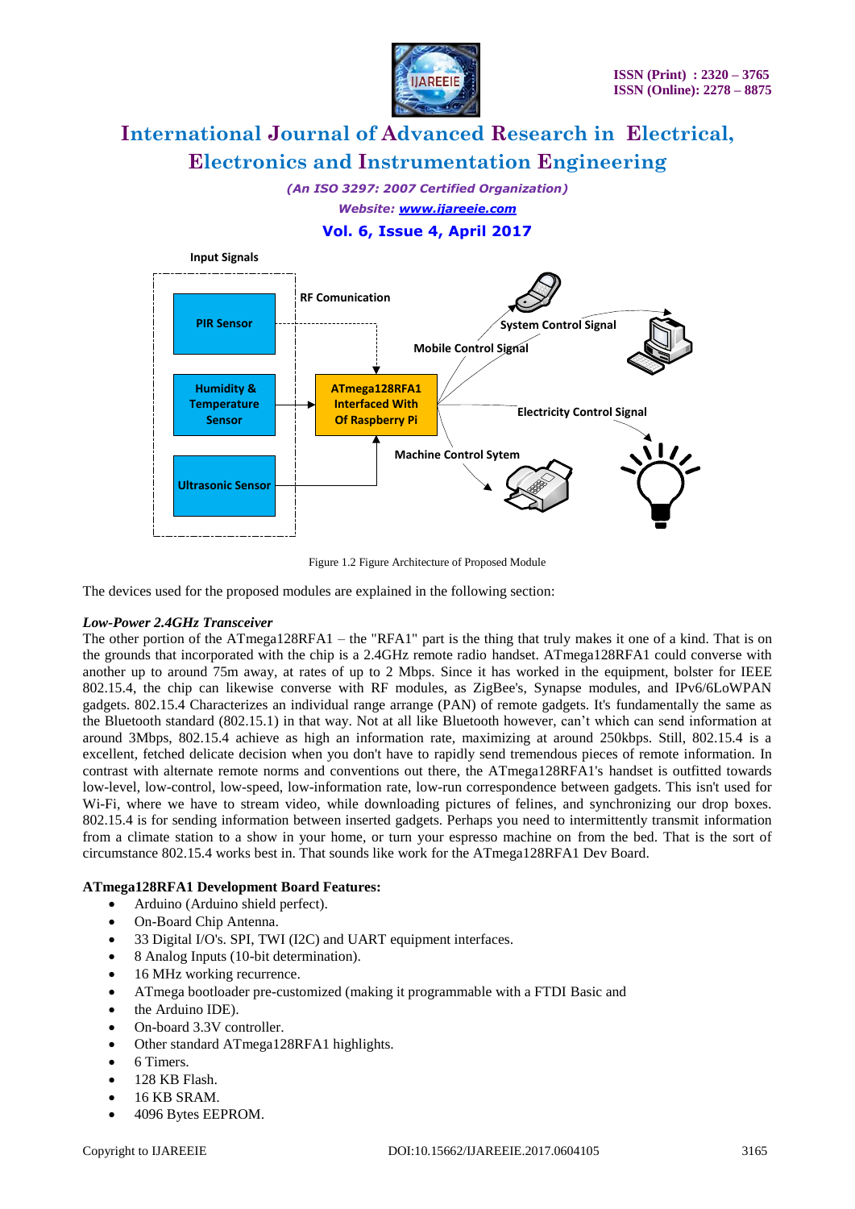Figure 1.2 Figure Architecture of Proposed Module

The devices used for the proposed modules are explained in the following section:

***Low-Power 2.4GHz Transceiver***

The other portion of the ATmega128RFA1 – the "RFA1" part is the thing that truly makes it one of a kind. That is on the grounds that incorporated with the chip is a 2.4GHz remote radio handset. ATmega128RFA1 could converse with another up to around 75m away, at rates of up to 2 Mbps. Since it has worked in the equipment, bolster for IEEE 802.15.4, the chip can likewise converse with RF modules, as ZigBee's, Synapse modules, and IPv6/6LoWPAN gadgets. 802.15.4 Characterizes an individual range arrange (PAN) of remote gadgets. It's fundamentally the same as the Bluetooth standard (802.15.1) in that way. Not at all like Bluetooth however, can't which can send information at around 3Mbps, 802.15.4 achieve as high an information rate, maximizing at around 250kbps. Still, 802.15.4 is a excellent, fetched delicate decision when you don't have to rapidly send tremendous pieces of remote information. In contrast with alternate remote norms and conventions out there, the ATmega128RFA1's handset is outfitted towards low-level, low-control, low-speed, low-information rate, low-run correspondence between gadgets. This isn't used for Wi-Fi, where we have to stream video, while downloading pictures of felines, and synchronizing our drop boxes. 802.15.4 is for sending information between inserted gadgets. Perhaps you need to intermittently transmit information from a climate station to a show in your home, or turn your espresso machine on from the bed. That is the sort of circumstance 802.15.4 works best in. That sounds like work for the ATmega128RFA1 Dev Board.

**ATmega128RFA1 Development Board Features:**

- Arduino (Arduino shield perfect).
- On-Board Chip Antenna.
- 33 Digital I/O's. SPI, TWI (I2C) and UART equipment interfaces.
- 8 Analog Inputs (10-bit determination).
- 16 MHz working recurrence.
- ATmega bootloader pre-customized (making it programmable with a FTDI Basic and
- the Arduino IDE).
- On-board 3.3V controller.
- Other standard ATmega128RFA1 highlights.
- 6 Timers.
- 128 KB Flash.
- 16 KB SRAM.
- 4096 Bytes EEPROM.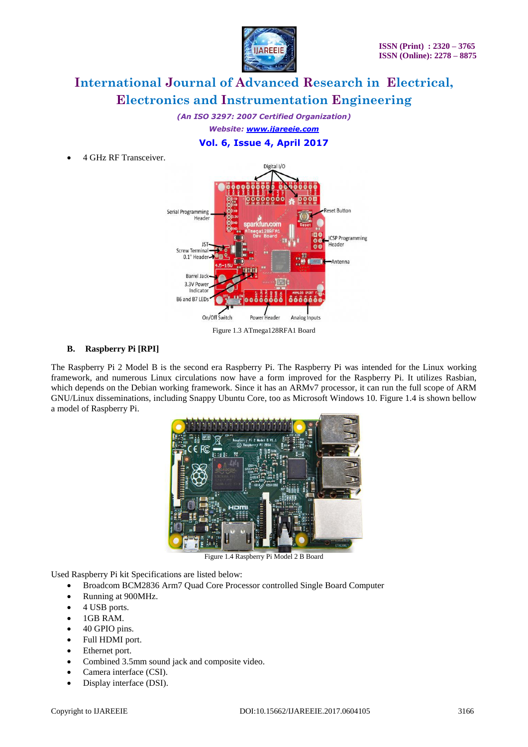- 4 GHz RF Transceiver.

Figure 1.3 ATmega128RFA1 Board

### B. Raspberry Pi [RPI]

The Raspberry Pi 2 Model B is the second era Raspberry Pi. The Raspberry Pi was intended for the Linux working framework, and numerous Linux circulations now have a form improved for the Raspberry Pi. It utilizes Rasbian, which depends on the Debian working framework. Since it has an ARMv7 processor, it can run the full scope of ARM GNU/Linux disseminations, including Snappy Ubuntu Core, too as Microsoft Windows 10. Figure 1.4 is shown bellow a model of Raspberry Pi.

Figure 1.4 Raspberry Pi Model 2 B Board

Used Raspberry Pi kit Specifications are listed below:

- Broadcom BCM2836 Arm7 Quad Core Processor controlled Single Board Computer
- Running at 900MHz.
- 4 USB ports.
- 1GB RAM.
- 40 GPIO pins.
- Full HDMI port.
- Ethernet port.
- Combined 3.5mm sound jack and composite video.
- Camera interface (CSI).
- Display interface (DSI).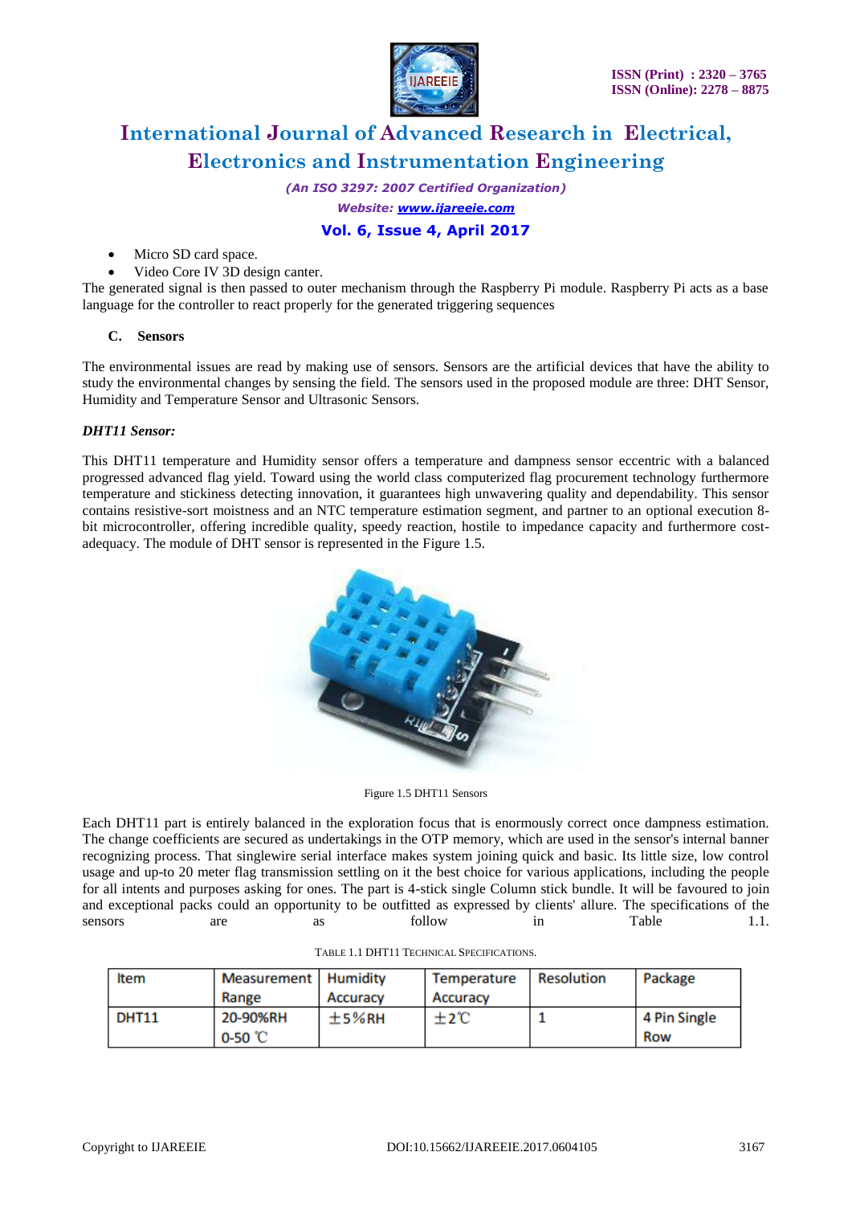- Micro SD card space.
- Video Core IV 3D design canter.

The generated signal is then passed to outer mechanism through the Raspberry Pi module. Raspberry Pi acts as a base language for the controller to react properly for the generated triggering sequences

### C. Sensors

The environmental issues are read by making use of sensors. Sensors are the artificial devices that have the ability to study the environmental changes by sensing the field. The sensors used in the proposed module are three: DHT Sensor, Humidity and Temperature Sensor and Ultrasonic Sensors.

***DHT11 Sensor:***

This DHT11 temperature and Humidity sensor offers a temperature and dampness sensor eccentric with a balanced progressed advanced flag yield. Toward using the world class computerized flag procurement technology furthermore temperature and stickiness detecting innovation, it guarantees high unwavering quality and dependability. This sensor contains resistive-sort moistness and an NTC temperature estimation segment, and partner to an optional execution 8-bit microcontroller, offering incredible quality, speedy reaction, hostile to impedance capacity and furthermore cost-adequacy. The module of DHT sensor is represented in the Figure 1.5.

Figure 1.5 DHT11 Sensors

Each DHT11 part is entirely balanced in the exploration focus that is enormously correct once dampness estimation. The change coefficients are secured as undertakings in the OTP memory, which are used in the sensor's internal banner recognizing process. That singlewire serial interface makes system joining quick and basic. Its little size, low control usage and up-to 20 meter flag transmission settling on it the best choice for various applications, including the people for all intents and purposes asking for ones. The part is 4-stick single Column stick bundle. It will be favoured to join and exceptional packs could an opportunity to be outfitted as expressed by clients' allure. The specifications of the sensors are as follow in Table 1.1.

TABLE 1.1 DHT11 TECHNICAL SPECIFICATIONS.

| Item | Measurement Range | Humidity Accuracy | Temperature Accuracy | Resolution | Package |
|---|---|---|---|---|---|
| DHT11 | 20-90%RH 0-50 ℃ | ±5%RH | ±2℃ | 1 | 4 Pin Single Row |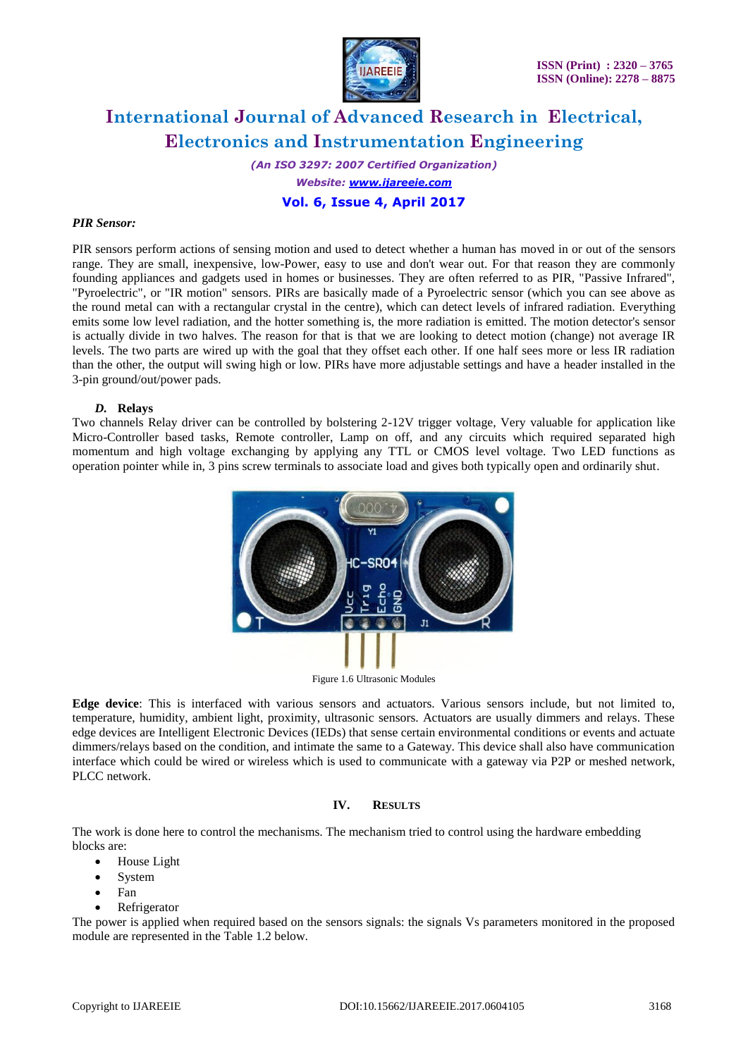***PIR Sensor:***

PIR sensors perform actions of sensing motion and used to detect whether a human has moved in or out of the sensors range. They are small, inexpensive, low-Power, easy to use and don't wear out. For that reason they are commonly founding appliances and gadgets used in homes or businesses. They are often referred to as PIR, "Passive Infrared", "Pyroelectric", or "IR motion" sensors. PIRs are basically made of a Pyroelectric sensor (which you can see above as the round metal can with a rectangular crystal in the centre), which can detect levels of infrared radiation. Everything emits some low level radiation, and the hotter something is, the more radiation is emitted. The motion detector's sensor is actually divide in two halves. The reason for that is that we are looking to detect motion (change) not average IR levels. The two parts are wired up with the goal that they offset each other. If one half sees more or less IR radiation than the other, the output will swing high or low. PIRs have more adjustable settings and have a header installed in the 3-pin ground/out/power pads.

***D.* Relays**

Two channels Relay driver can be controlled by bolstering 2-12V trigger voltage, Very valuable for application like Micro-Controller based tasks, Remote controller, Lamp on off, and any circuits which required separated high momentum and high voltage exchanging by applying any TTL or CMOS level voltage. Two LED functions as operation pointer while in, 3 pins screw terminals to associate load and gives both typically open and ordinarily shut.

Figure 1.6 Ultrasonic Modules

**Edge device**: This is interfaced with various sensors and actuators. Various sensors include, but not limited to, temperature, humidity, ambient light, proximity, ultrasonic sensors. Actuators are usually dimmers and relays. These edge devices are Intelligent Electronic Devices (IEDs) that sense certain environmental conditions or events and actuate dimmers/relays based on the condition, and intimate the same to a Gateway. This device shall also have communication interface which could be wired or wireless which is used to communicate with a gateway via P2P or meshed network, PLCC network.

## IV. RESULTS

The work is done here to control the mechanisms. The mechanism tried to control using the hardware embedding blocks are:

- House Light
- System
- Fan
- Refrigerator

The power is applied when required based on the sensors signals: the signals Vs parameters monitored in the proposed module are represented in the Table 1.2 below.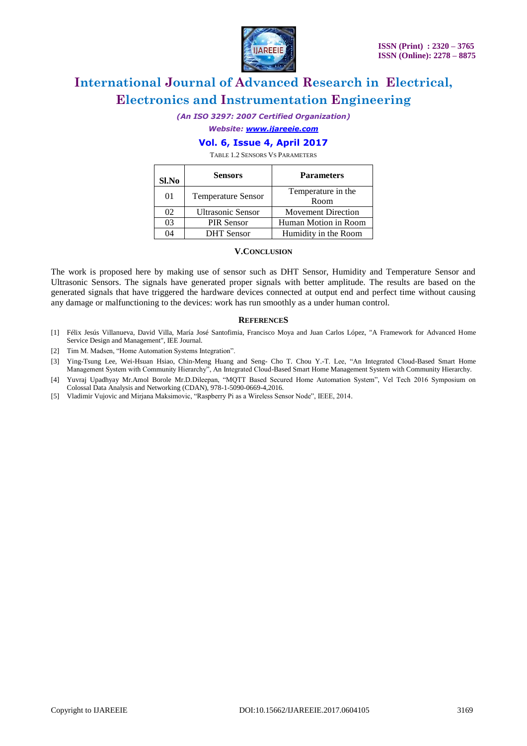TABLE 1.2 SENSORS VS PARAMETERS

| Sl.No | Sensors | Parameters |
|---|---|---|
| 01 | Temperature Sensor | Temperature in the Room |
| 02 | Ultrasonic Sensor | Movement Direction |
| 03 | PIR Sensor | Human Motion in Room |
| 04 | DHT Sensor | Humidity in the Room |

## V.CONCLUSION

The work is proposed here by making use of sensor such as DHT Sensor, Humidity and Temperature Sensor and Ultrasonic Sensors. The signals have generated proper signals with better amplitude. The results are based on the generated signals that have triggered the hardware devices connected at output end and perfect time without causing any damage or malfunctioning to the devices: work has run smoothly as a under human control.

## REFERENCES

[1] Félix Jesús Villanueva, David Villa, María José Santofimia, Francisco Moya and Juan Carlos López, "A Framework for Advanced Home Service Design and Management", IEE Journal.

[2] Tim M. Madsen, "Home Automation Systems Integration".

[3] Ying-Tsung Lee, Wei-Hsuan Hsiao, Chin-Meng Huang and Seng- Cho T. Chou Y.-T. Lee, "An Integrated Cloud-Based Smart Home Management System with Community Hierarchy", An Integrated Cloud-Based Smart Home Management System with Community Hierarchy.

[4] Yuvraj Upadhyay Mr.Amol Borole Mr.D.Dileepan, "MQTT Based Secured Home Automation System", Vel Tech 2016 Symposium on Colossal Data Analysis and Networking (CDAN), 978-1-5090-0669-4,2016.

[5] Vladimir Vujovic and Mirjana Maksimovic, "Raspberry Pi as a Wireless Sensor Node", IEEE, 2014.